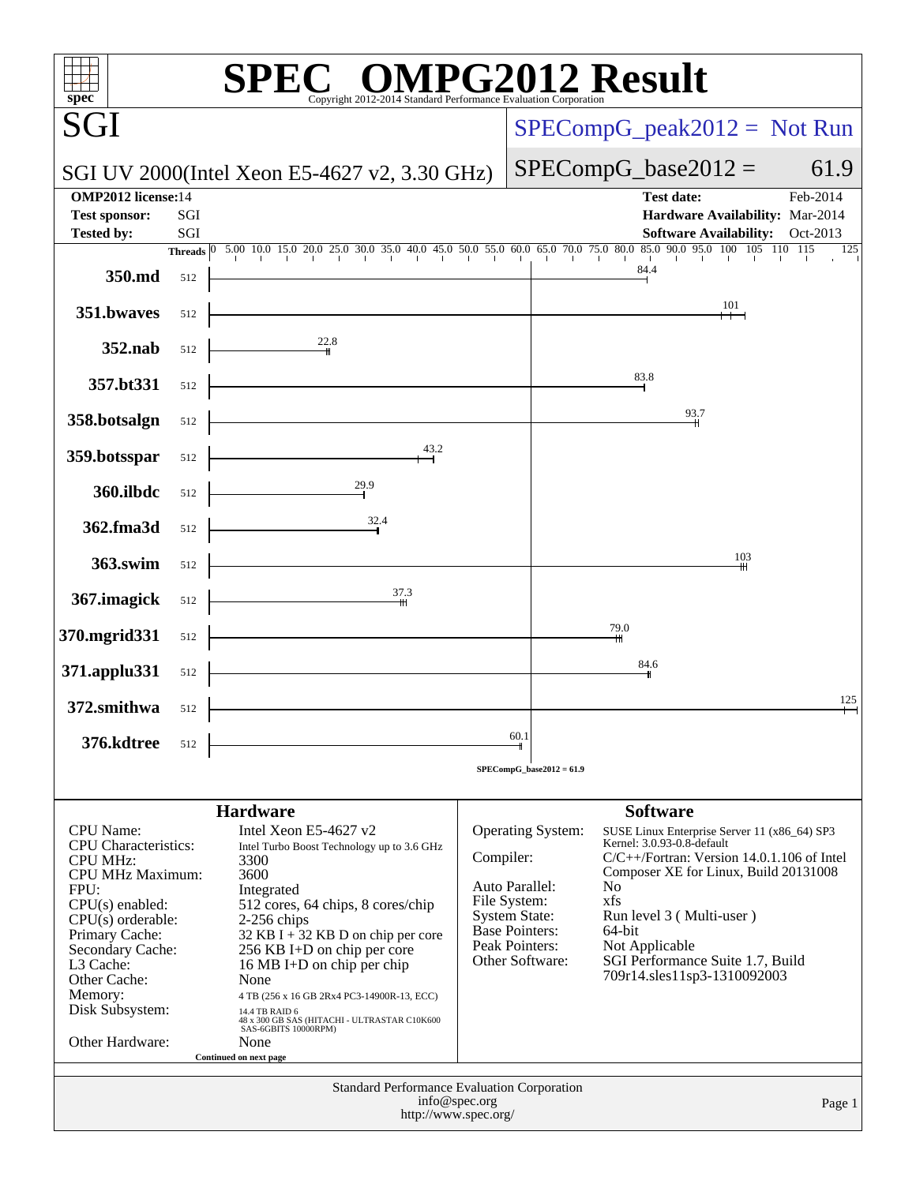# SPEC OMPG2012 Result

Copyright 2012-2014 Standard Performance Evaluation Corporation

## SGI

SPECompG_peak2012 = Not Run

SGI UV 2000(Intel Xeon E5-4627 v2, 3.30 GHz)

SPECompG_base2012 = 61.9

| | | | |
|---|---|---|---|
| **OMP2012 license:** | 14 | **Test date:** | Feb-2014 |
| **Test sponsor:** | SGI | **Hardware Availability:** | Mar-2014 |
| **Tested by:** | SGI | **Software Availability:** | Oct-2013 |

| Benchmark | Threads | Base Ratio |
|---|---|---|
| 350.md | 512 | 84.4 |
| 351.bwaves | 512 | 101 |
| 352.nab | 512 | 22.8 |
| 357.bt331 | 512 | 83.8 |
| 358.botsalgn | 512 | 93.7 |
| 359.botsspar | 512 | 43.2 |
| 360.ilbdc | 512 | 29.9 |
| 362.fma3d | 512 | 32.4 |
| 363.swim | 512 | 103 |
| 367.imagick | 512 | 37.3 |
| 370.mgrid331 | 512 | 79.0 |
| 371.applu331 | 512 | 84.6 |
| 372.smithwa | 512 | 125 |
| 376.kdtree | 512 | 60.1 |

SPECompG_base2012 = 61.9

### Hardware

| | |
|---|---|
| CPU Name: | Intel Xeon E5-4627 v2 |
| CPU Characteristics: | Intel Turbo Boost Technology up to 3.6 GHz |
| CPU MHz: | 3300 |
| CPU MHz Maximum: | 3600 |
| FPU: | Integrated |
| CPU(s) enabled: | 512 cores, 64 chips, 8 cores/chip |
| CPU(s) orderable: | 2-256 chips |
| Primary Cache: | 32 KB I + 32 KB D on chip per core |
| Secondary Cache: | 256 KB I+D on chip per core |
| L3 Cache: | 16 MB I+D on chip per chip |
| Other Cache: | None |
| Memory: | 4 TB (256 x 16 GB 2Rx4 PC3-14900R-13, ECC) |
| Disk Subsystem: | 14.4 TB RAID 6 48 x 300 GB SAS (HITACHI - ULTRASTAR C10K600 SAS-6GBITS 10000RPM) |
| Other Hardware: | None |

Continued on next page

### Software

| | |
|---|---|
| Operating System: | SUSE Linux Enterprise Server 11 (x86_64) SP3 Kernel: 3.0.93-0.8-default |
| Compiler: | C/C++/Fortran: Version 14.0.1.106 of Intel Composer XE for Linux, Build 20131008 |
| Auto Parallel: | No |
| File System: | xfs |
| System State: | Run level 3 ( Multi-user ) |
| Base Pointers: | 64-bit |
| Peak Pointers: | Not Applicable |
| Other Software: | SGI Performance Suite 1.7, Build 709r14.sles11sp3-1310092003 |

Standard Performance Evaluation Corporation
info@spec.org
http://www.spec.org/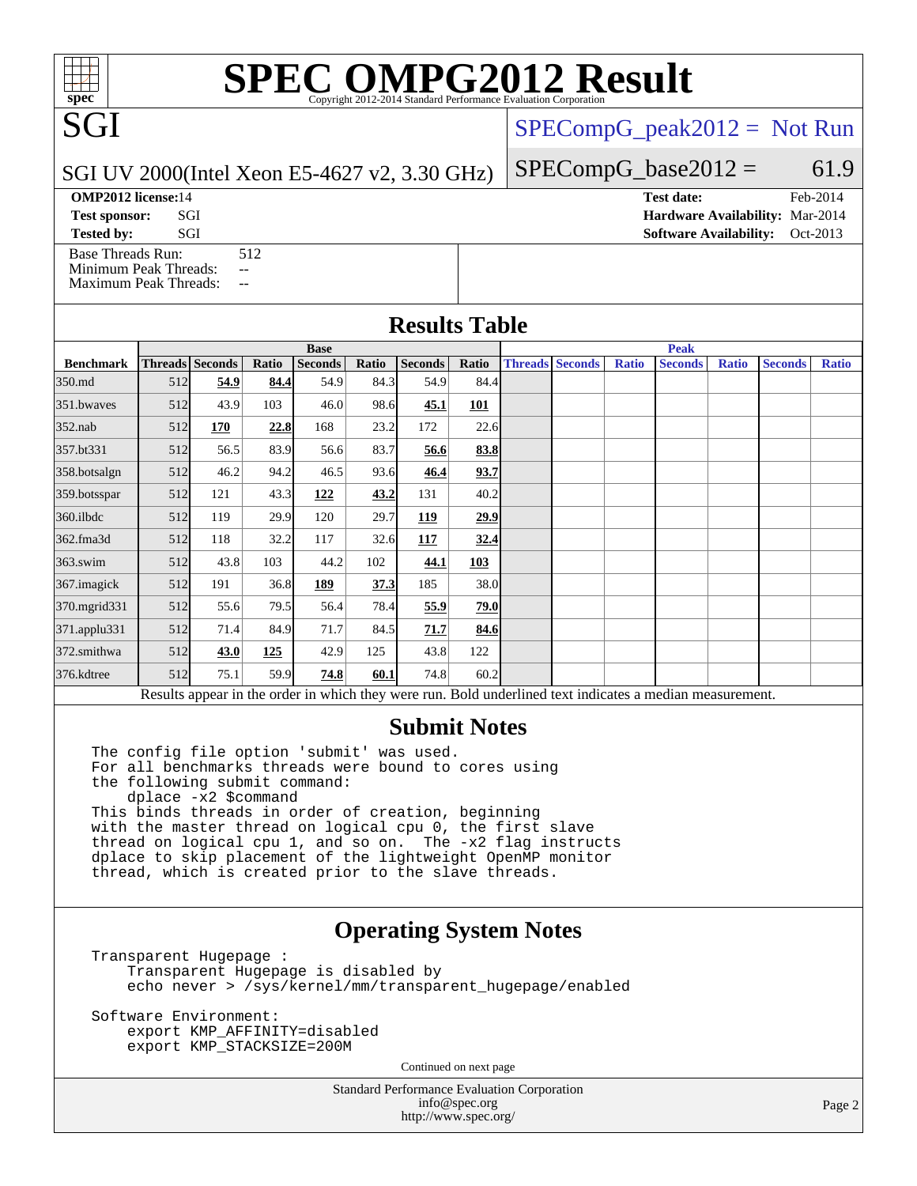# SPEC OMPG2012 Result

Copyright 2012-2014 Standard Performance Evaluation Corporation

## SGI

SGI UV 2000(Intel Xeon E5-4627 v2, 3.30 GHz)

SPECompG_peak2012 = Not Run

SPECompG_base2012 = 61.9

**OMP2012 license:** 14
**Test sponsor:** SGI
**Tested by:** SGI

**Test date:** Feb-2014
**Hardware Availability:** Mar-2014
**Software Availability:** Oct-2013

Base Threads Run: 512
Minimum Peak Threads: --
Maximum Peak Threads: --

## Results Table

| Benchmark | Base | | | | | | | Peak | | | | | | |
|---|---|---|---|---|---|---|---|---|---|---|---|---|---|---|
| | Threads | Seconds | Ratio | Seconds | Ratio | Seconds | Ratio | Threads | Seconds | Ratio | Seconds | Ratio | Seconds | Ratio |
| 350.md | 512 | **54.9** | **84.4** | 54.9 | 84.3 | 54.9 | 84.4 | | | | | | | |
| 351.bwaves | 512 | 43.9 | 103 | 46.0 | 98.6 | **45.1** | **101** | | | | | | | |
| 352.nab | 512 | **170** | **22.8** | 168 | 23.2 | 172 | 22.6 | | | | | | | |
| 357.bt331 | 512 | 56.5 | 83.9 | 56.6 | 83.7 | **56.6** | **83.8** | | | | | | | |
| 358.botsalgn | 512 | 46.2 | 94.2 | 46.5 | 93.6 | **46.4** | **93.7** | | | | | | | |
| 359.botsspar | 512 | 121 | 43.3 | **122** | **43.2** | 131 | 40.2 | | | | | | | |
| 360.ilbdc | 512 | 119 | 29.9 | 120 | 29.7 | **119** | **29.9** | | | | | | | |
| 362.fma3d | 512 | 118 | 32.2 | 117 | 32.6 | **117** | **32.4** | | | | | | | |
| 363.swim | 512 | 43.8 | 103 | 44.2 | 102 | **44.1** | **103** | | | | | | | |
| 367.imagick | 512 | 191 | 36.8 | **189** | **37.3** | 185 | 38.0 | | | | | | | |
| 370.mgrid331 | 512 | 55.6 | 79.5 | 56.4 | 78.4 | **55.9** | **79.0** | | | | | | | |
| 371.applu331 | 512 | 71.4 | 84.9 | 71.7 | 84.5 | **71.7** | **84.6** | | | | | | | |
| 372.smithwa | 512 | **43.0** | **125** | 42.9 | 125 | 43.8 | 122 | | | | | | | |
| 376.kdtree | 512 | 75.1 | 59.9 | **74.8** | **60.1** | 74.8 | 60.2 | | | | | | | |

Results appear in the order in which they were run. Bold underlined text indicates a median measurement.

## Submit Notes

```
The config file option 'submit' was used.
For all benchmarks threads were bound to cores using
the following submit command:
    dplace -x2 $command
This binds threads in order of creation, beginning
with the master thread on logical cpu 0, the first slave
thread on logical cpu 1, and so on.  The -x2 flag instructs
dplace to skip placement of the lightweight OpenMP monitor
thread, which is created prior to the slave threads.
```

## Operating System Notes

```
Transparent Hugepage :
    Transparent Hugepage is disabled by
    echo never > /sys/kernel/mm/transparent_hugepage/enabled

Software Environment:
    export KMP_AFFINITY=disabled
    export KMP_STACKSIZE=200M
```

Continued on next page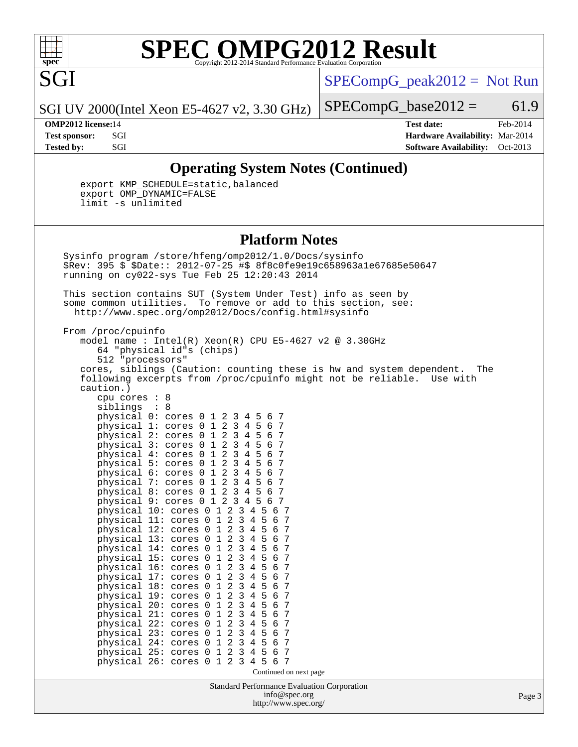## Operating System Notes (Continued)

```
export KMP_SCHEDULE=static,balanced
export OMP_DYNAMIC=FALSE
limit -s unlimited
```

## Platform Notes

```
Sysinfo program /store/hfeng/omp2012/1.0/Docs/sysinfo
$Rev: 395 $ $Date:: 2012-07-25 #$ 8f8c0fe9e19c658963a1e67685e50647
running on cy022-sys Tue Feb 25 12:20:43 2014

This section contains SUT (System Under Test) info as seen by
some common utilities.  To remove or add to this section, see:
  http://www.spec.org/omp2012/Docs/config.html#sysinfo

From /proc/cpuinfo
   model name : Intel(R) Xeon(R) CPU E5-4627 v2 @ 3.30GHz
      64 "physical id"s (chips)
      512 "processors"
   cores, siblings (Caution: counting these is hw and system dependent.  The
   following excerpts from /proc/cpuinfo might not be reliable.  Use with
   caution.)
      cpu cores : 8
      siblings  : 8
      physical 0: cores 0 1 2 3 4 5 6 7
      physical 1: cores 0 1 2 3 4 5 6 7
      physical 2: cores 0 1 2 3 4 5 6 7
      physical 3: cores 0 1 2 3 4 5 6 7
      physical 4: cores 0 1 2 3 4 5 6 7
      physical 5: cores 0 1 2 3 4 5 6 7
      physical 6: cores 0 1 2 3 4 5 6 7
      physical 7: cores 0 1 2 3 4 5 6 7
      physical 8: cores 0 1 2 3 4 5 6 7
      physical 9: cores 0 1 2 3 4 5 6 7
      physical 10: cores 0 1 2 3 4 5 6 7
      physical 11: cores 0 1 2 3 4 5 6 7
      physical 12: cores 0 1 2 3 4 5 6 7
      physical 13: cores 0 1 2 3 4 5 6 7
      physical 14: cores 0 1 2 3 4 5 6 7
      physical 15: cores 0 1 2 3 4 5 6 7
      physical 16: cores 0 1 2 3 4 5 6 7
      physical 17: cores 0 1 2 3 4 5 6 7
      physical 18: cores 0 1 2 3 4 5 6 7
      physical 19: cores 0 1 2 3 4 5 6 7
      physical 20: cores 0 1 2 3 4 5 6 7
      physical 21: cores 0 1 2 3 4 5 6 7
      physical 22: cores 0 1 2 3 4 5 6 7
      physical 23: cores 0 1 2 3 4 5 6 7
      physical 24: cores 0 1 2 3 4 5 6 7
      physical 25: cores 0 1 2 3 4 5 6 7
      physical 26: cores 0 1 2 3 4 5 6 7
```

Continued on next page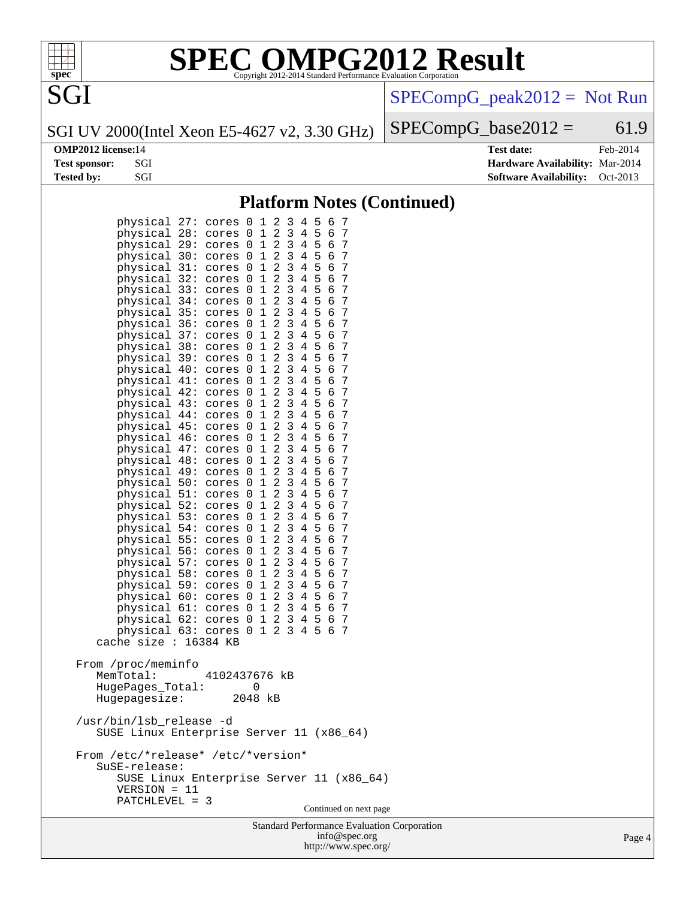## Platform Notes (Continued)

```
        physical 27: cores 0 1 2 3 4 5 6 7
        physical 28: cores 0 1 2 3 4 5 6 7
        physical 29: cores 0 1 2 3 4 5 6 7
        physical 30: cores 0 1 2 3 4 5 6 7
        physical 31: cores 0 1 2 3 4 5 6 7
        physical 32: cores 0 1 2 3 4 5 6 7
        physical 33: cores 0 1 2 3 4 5 6 7
        physical 34: cores 0 1 2 3 4 5 6 7
        physical 35: cores 0 1 2 3 4 5 6 7
        physical 36: cores 0 1 2 3 4 5 6 7
        physical 37: cores 0 1 2 3 4 5 6 7
        physical 38: cores 0 1 2 3 4 5 6 7
        physical 39: cores 0 1 2 3 4 5 6 7
        physical 40: cores 0 1 2 3 4 5 6 7
        physical 41: cores 0 1 2 3 4 5 6 7
        physical 42: cores 0 1 2 3 4 5 6 7
        physical 43: cores 0 1 2 3 4 5 6 7
        physical 44: cores 0 1 2 3 4 5 6 7
        physical 45: cores 0 1 2 3 4 5 6 7
        physical 46: cores 0 1 2 3 4 5 6 7
        physical 47: cores 0 1 2 3 4 5 6 7
        physical 48: cores 0 1 2 3 4 5 6 7
        physical 49: cores 0 1 2 3 4 5 6 7
        physical 50: cores 0 1 2 3 4 5 6 7
        physical 51: cores 0 1 2 3 4 5 6 7
        physical 52: cores 0 1 2 3 4 5 6 7
        physical 53: cores 0 1 2 3 4 5 6 7
        physical 54: cores 0 1 2 3 4 5 6 7
        physical 55: cores 0 1 2 3 4 5 6 7
        physical 56: cores 0 1 2 3 4 5 6 7
        physical 57: cores 0 1 2 3 4 5 6 7
        physical 58: cores 0 1 2 3 4 5 6 7
        physical 59: cores 0 1 2 3 4 5 6 7
        physical 60: cores 0 1 2 3 4 5 6 7
        physical 61: cores 0 1 2 3 4 5 6 7
        physical 62: cores 0 1 2 3 4 5 6 7
        physical 63: cores 0 1 2 3 4 5 6 7
     cache size : 16384 KB

  From /proc/meminfo
     MemTotal:       4102437676 kB
     HugePages_Total:       0
     Hugepagesize:       2048 kB

  /usr/bin/lsb_release -d
     SUSE Linux Enterprise Server 11 (x86_64)

  From /etc/*release* /etc/*version*
     SuSE-release:
        SUSE Linux Enterprise Server 11 (x86_64)
        VERSION = 11
        PATCHLEVEL = 3
```

Continued on next page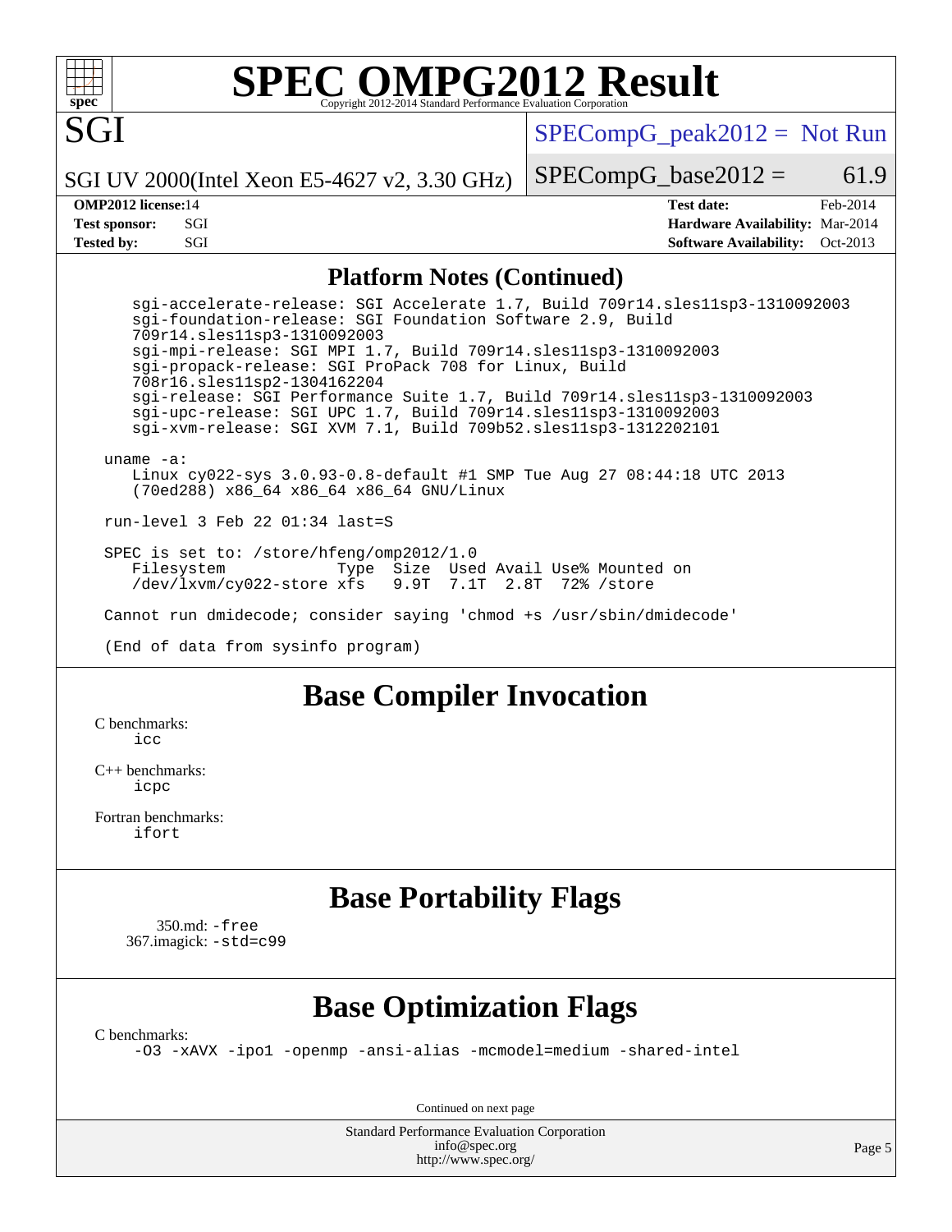# SPEC OMPG2012 Result

SGI

SGI UV 2000(Intel Xeon E5-4627 v2, 3.30 GHz)

SPECompG_peak2012 = Not Run

SPECompG_base2012 = 61.9

**OMP2012 license:** 14
**Test sponsor:** SGI
**Tested by:** SGI

**Test date:** Feb-2014
**Hardware Availability:** Mar-2014
**Software Availability:** Oct-2013

## Platform Notes (Continued)

```
    sgi-accelerate-release: SGI Accelerate 1.7, Build 709r14.sles11sp3-1310092003
    sgi-foundation-release: SGI Foundation Software 2.9, Build
    709r14.sles11sp3-1310092003
    sgi-mpi-release: SGI MPI 1.7, Build 709r14.sles11sp3-1310092003
    sgi-propack-release: SGI ProPack 708 for Linux, Build
    708r16.sles11sp2-1304162204
    sgi-release: SGI Performance Suite 1.7, Build 709r14.sles11sp3-1310092003
    sgi-upc-release: SGI UPC 1.7, Build 709r14.sles11sp3-1310092003
    sgi-xvm-release: SGI XVM 7.1, Build 709b52.sles11sp3-1312202101

 uname -a:
    Linux cy022-sys 3.0.93-0.8-default #1 SMP Tue Aug 27 08:44:18 UTC 2013
    (70ed288) x86_64 x86_64 x86_64 GNU/Linux

 run-level 3 Feb 22 01:34 last=S

 SPEC is set to: /store/hfeng/omp2012/1.0
    Filesystem            Type  Size  Used Avail Use% Mounted on
    /dev/lxvm/cy022-store xfs   9.9T  7.1T  2.8T  72% /store

 Cannot run dmidecode; consider saying 'chmod +s /usr/sbin/dmidecode'

 (End of data from sysinfo program)
```

## Base Compiler Invocation

C benchmarks:
icc

C++ benchmarks:
icpc

Fortran benchmarks:
ifort

## Base Portability Flags

350.md: -free
367.imagick: -std=c99

## Base Optimization Flags

C benchmarks:
-O3 -xAVX -ipo1 -openmp -ansi-alias -mcmodel=medium -shared-intel

Continued on next page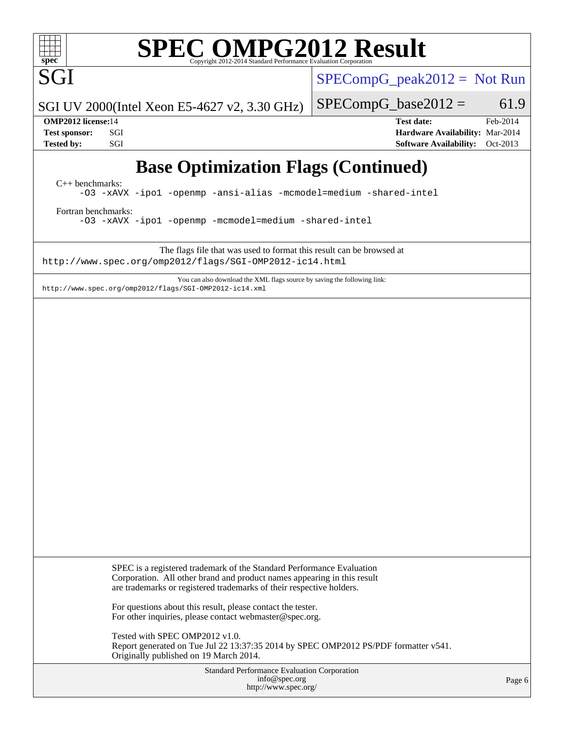# Base Optimization Flags (Continued)

C++ benchmarks:

```
-O3 -xAVX -ipo1 -openmp -ansi-alias -mcmodel=medium -shared-intel
```

Fortran benchmarks:

```
-O3 -xAVX -ipo1 -openmp -mcmodel=medium -shared-intel
```

The flags file that was used to format this result can be browsed at
http://www.spec.org/omp2012/flags/SGI-OMP2012-ic14.html

You can also download the XML flags source by saving the following link:
http://www.spec.org/omp2012/flags/SGI-OMP2012-ic14.xml

SPEC is a registered trademark of the Standard Performance Evaluation Corporation. All other brand and product names appearing in this result are trademarks or registered trademarks of their respective holders.

For questions about this result, please contact the tester.
For other inquiries, please contact webmaster@spec.org.

Tested with SPEC OMP2012 v1.0.
Report generated on Tue Jul 22 13:37:35 2014 by SPEC OMP2012 PS/PDF formatter v541.
Originally published on 19 March 2014.